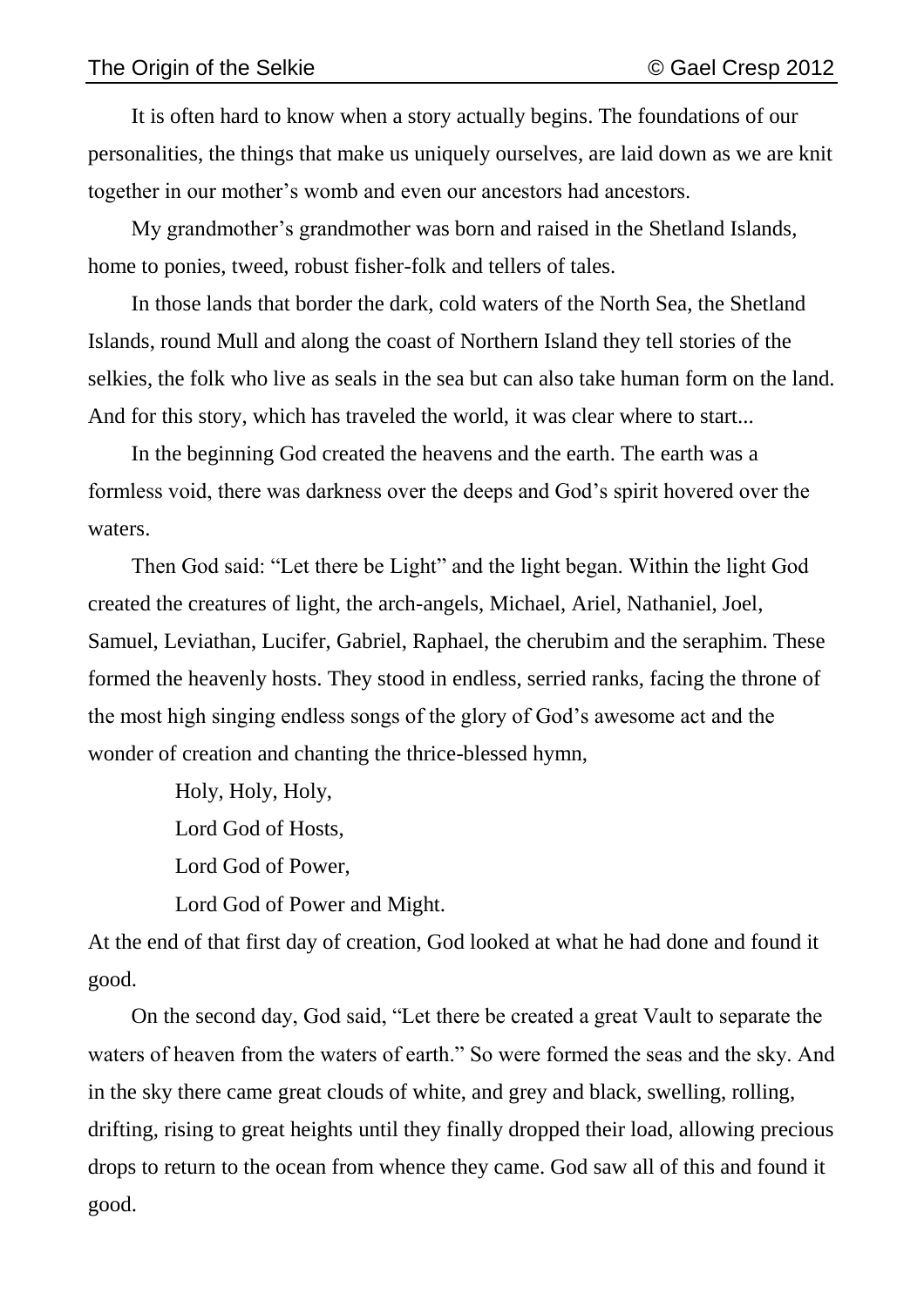It is often hard to know when a story actually begins. The foundations of our personalities, the things that make us uniquely ourselves, are laid down as we are knit together in our mother's womb and even our ancestors had ancestors.

My grandmother's grandmother was born and raised in the Shetland Islands, home to ponies, tweed, robust fisher-folk and tellers of tales.

In those lands that border the dark, cold waters of the North Sea, the Shetland Islands, round Mull and along the coast of Northern Island they tell stories of the selkies, the folk who live as seals in the sea but can also take human form on the land. And for this story, which has traveled the world, it was clear where to start...

In the beginning God created the heavens and the earth. The earth was a formless void, there was darkness over the deeps and God's spirit hovered over the waters.

Then God said: "Let there be Light" and the light began. Within the light God created the creatures of light, the arch-angels, Michael, Ariel, Nathaniel, Joel, Samuel, Leviathan, Lucifer, Gabriel, Raphael, the cherubim and the seraphim. These formed the heavenly hosts. They stood in endless, serried ranks, facing the throne of the most high singing endless songs of the glory of God's awesome act and the wonder of creation and chanting the thrice-blessed hymn,

> Holy, Holy, Holy,
> Lord God of Hosts,
> Lord God of Power,
> Lord God of Power and Might.

At the end of that first day of creation, God looked at what he had done and found it good.

On the second day, God said, "Let there be created a great Vault to separate the waters of heaven from the waters of earth." So were formed the seas and the sky. And in the sky there came great clouds of white, and grey and black, swelling, rolling, drifting, rising to great heights until they finally dropped their load, allowing precious drops to return to the ocean from whence they came. God saw all of this and found it good.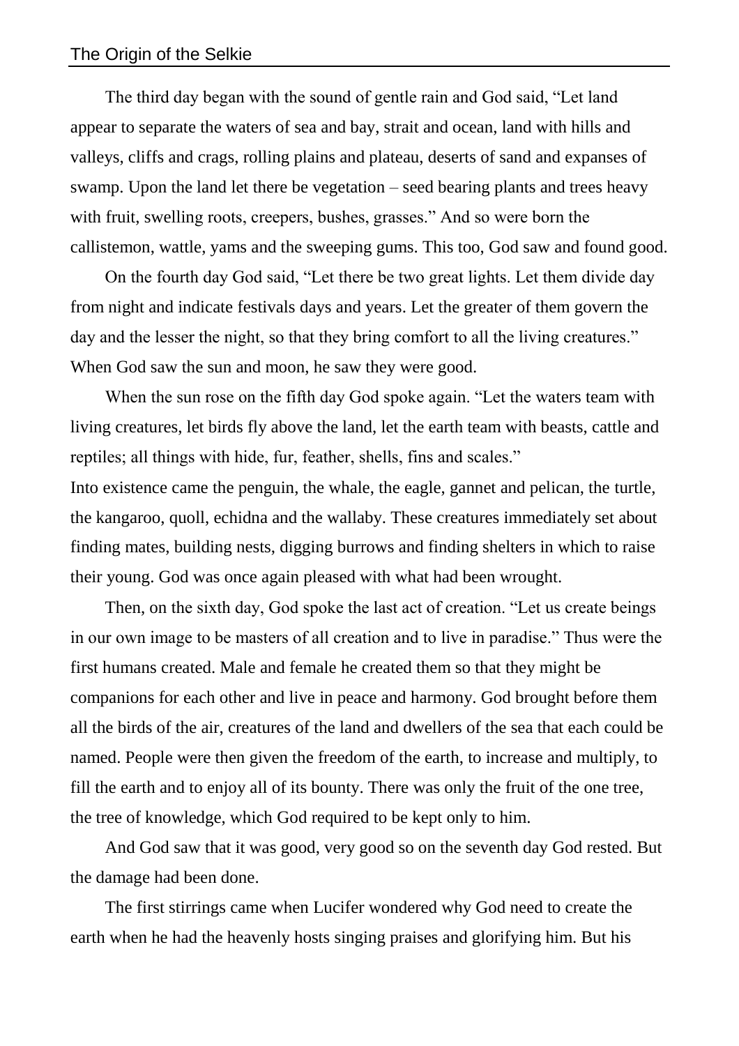The third day began with the sound of gentle rain and God said, “Let land appear to separate the waters of sea and bay, strait and ocean, land with hills and valleys, cliffs and crags, rolling plains and plateau, deserts of sand and expanses of swamp. Upon the land let there be vegetation – seed bearing plants and trees heavy with fruit, swelling roots, creepers, bushes, grasses.” And so were born the callistemon, wattle, yams and the sweeping gums. This too, God saw and found good.

On the fourth day God said, “Let there be two great lights. Let them divide day from night and indicate festivals days and years. Let the greater of them govern the day and the lesser the night, so that they bring comfort to all the living creatures.” When God saw the sun and moon, he saw they were good.

When the sun rose on the fifth day God spoke again. “Let the waters team with living creatures, let birds fly above the land, let the earth team with beasts, cattle and reptiles; all things with hide, fur, feather, shells, fins and scales.”
Into existence came the penguin, the whale, the eagle, gannet and pelican, the turtle, the kangaroo, quoll, echidna and the wallaby. These creatures immediately set about finding mates, building nests, digging burrows and finding shelters in which to raise their young. God was once again pleased with what had been wrought.

Then, on the sixth day, God spoke the last act of creation. “Let us create beings in our own image to be masters of all creation and to live in paradise.” Thus were the first humans created. Male and female he created them so that they might be companions for each other and live in peace and harmony. God brought before them all the birds of the air, creatures of the land and dwellers of the sea that each could be named. People were then given the freedom of the earth, to increase and multiply, to fill the earth and to enjoy all of its bounty. There was only the fruit of the one tree, the tree of knowledge, which God required to be kept only to him.

And God saw that it was good, very good so on the seventh day God rested. But the damage had been done.

The first stirrings came when Lucifer wondered why God need to create the earth when he had the heavenly hosts singing praises and glorifying him. But his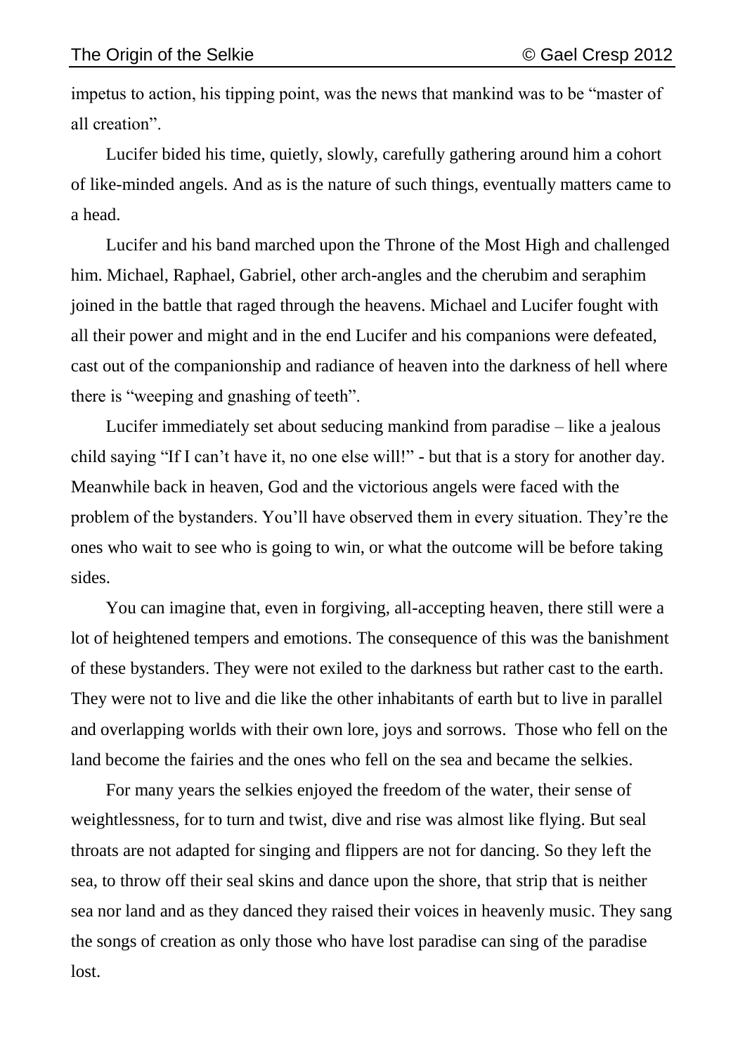impetus to action, his tipping point, was the news that mankind was to be "master of all creation".

Lucifer bided his time, quietly, slowly, carefully gathering around him a cohort of like-minded angels. And as is the nature of such things, eventually matters came to a head.

Lucifer and his band marched upon the Throne of the Most High and challenged him. Michael, Raphael, Gabriel, other arch-angles and the cherubim and seraphim joined in the battle that raged through the heavens. Michael and Lucifer fought with all their power and might and in the end Lucifer and his companions were defeated, cast out of the companionship and radiance of heaven into the darkness of hell where there is "weeping and gnashing of teeth".

Lucifer immediately set about seducing mankind from paradise – like a jealous child saying "If I can't have it, no one else will!" - but that is a story for another day. Meanwhile back in heaven, God and the victorious angels were faced with the problem of the bystanders. You'll have observed them in every situation. They're the ones who wait to see who is going to win, or what the outcome will be before taking sides.

You can imagine that, even in forgiving, all-accepting heaven, there still were a lot of heightened tempers and emotions. The consequence of this was the banishment of these bystanders. They were not exiled to the darkness but rather cast to the earth. They were not to live and die like the other inhabitants of earth but to live in parallel and overlapping worlds with their own lore, joys and sorrows.  Those who fell on the land become the fairies and the ones who fell on the sea and became the selkies.

For many years the selkies enjoyed the freedom of the water, their sense of weightlessness, for to turn and twist, dive and rise was almost like flying. But seal throats are not adapted for singing and flippers are not for dancing. So they left the sea, to throw off their seal skins and dance upon the shore, that strip that is neither sea nor land and as they danced they raised their voices in heavenly music. They sang the songs of creation as only those who have lost paradise can sing of the paradise lost.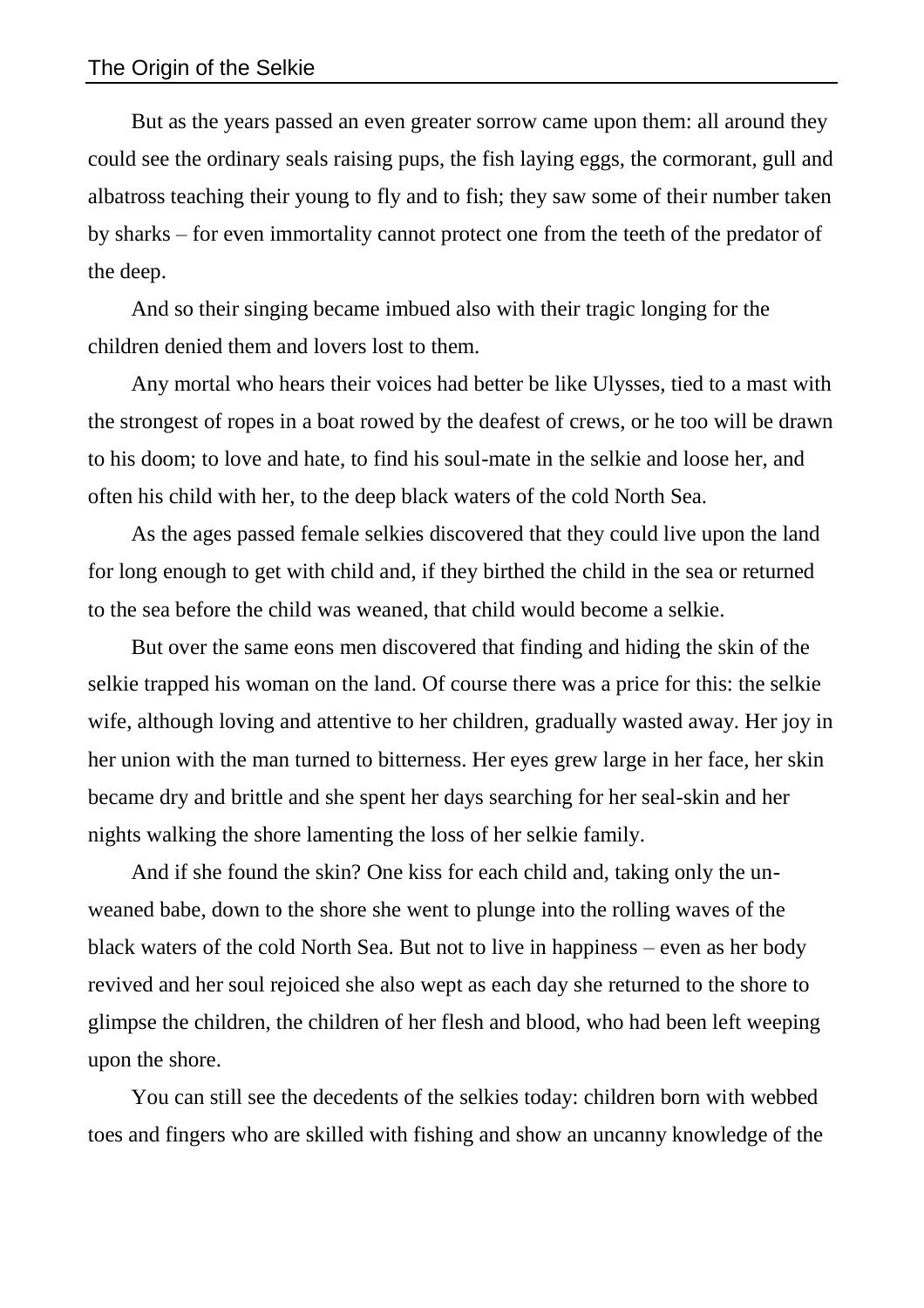But as the years passed an even greater sorrow came upon them: all around they could see the ordinary seals raising pups, the fish laying eggs, the cormorant, gull and albatross teaching their young to fly and to fish; they saw some of their number taken by sharks – for even immortality cannot protect one from the teeth of the predator of the deep.

And so their singing became imbued also with their tragic longing for the children denied them and lovers lost to them.

Any mortal who hears their voices had better be like Ulysses, tied to a mast with the strongest of ropes in a boat rowed by the deafest of crews, or he too will be drawn to his doom; to love and hate, to find his soul-mate in the selkie and loose her, and often his child with her, to the deep black waters of the cold North Sea.

As the ages passed female selkies discovered that they could live upon the land for long enough to get with child and, if they birthed the child in the sea or returned to the sea before the child was weaned, that child would become a selkie.

But over the same eons men discovered that finding and hiding the skin of the selkie trapped his woman on the land. Of course there was a price for this: the selkie wife, although loving and attentive to her children, gradually wasted away. Her joy in her union with the man turned to bitterness. Her eyes grew large in her face, her skin became dry and brittle and she spent her days searching for her seal-skin and her nights walking the shore lamenting the loss of her selkie family.

And if she found the skin? One kiss for each child and, taking only the un-weaned babe, down to the shore she went to plunge into the rolling waves of the black waters of the cold North Sea. But not to live in happiness – even as her body revived and her soul rejoiced she also wept as each day she returned to the shore to glimpse the children, the children of her flesh and blood, who had been left weeping upon the shore.

You can still see the decedents of the selkies today: children born with webbed toes and fingers who are skilled with fishing and show an uncanny knowledge of the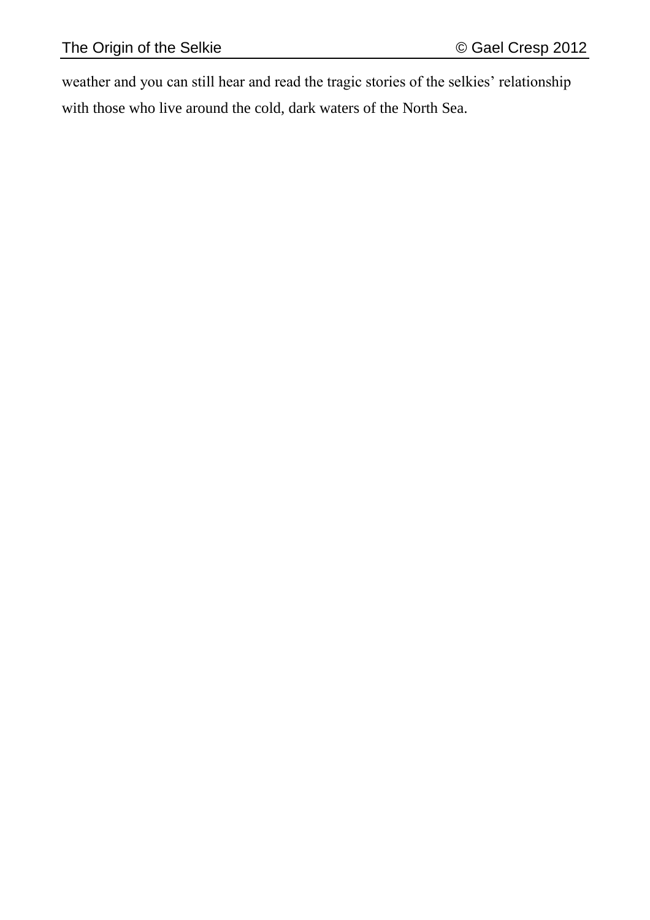weather and you can still hear and read the tragic stories of the selkies' relationship with those who live around the cold, dark waters of the North Sea.